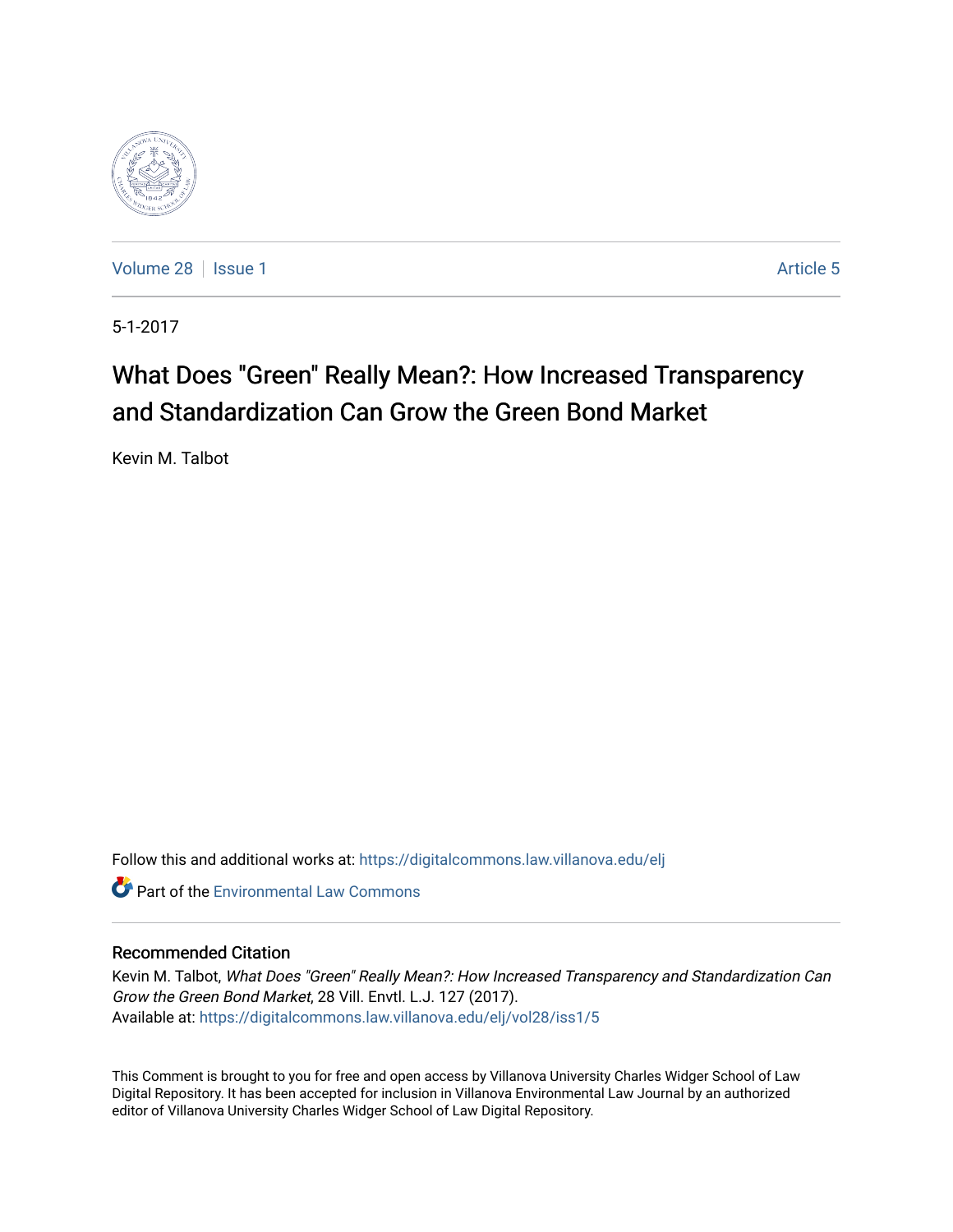Volume 28 | Issue 1 | Article 5

5-1-2017

# What Does "Green" Really Mean?: How Increased Transparency and Standardization Can Grow the Green Bond Market

Kevin M. Talbot

Follow this and additional works at: https://digitalcommons.law.villanova.edu/elj

Part of the Environmental Law Commons

## Recommended Citation

Kevin M. Talbot, *What Does "Green" Really Mean?: How Increased Transparency and Standardization Can Grow the Green Bond Market*, 28 Vill. Envtl. L.J. 127 (2017).
Available at: https://digitalcommons.law.villanova.edu/elj/vol28/iss1/5

This Comment is brought to you for free and open access by Villanova University Charles Widger School of Law Digital Repository. It has been accepted for inclusion in Villanova Environmental Law Journal by an authorized editor of Villanova University Charles Widger School of Law Digital Repository.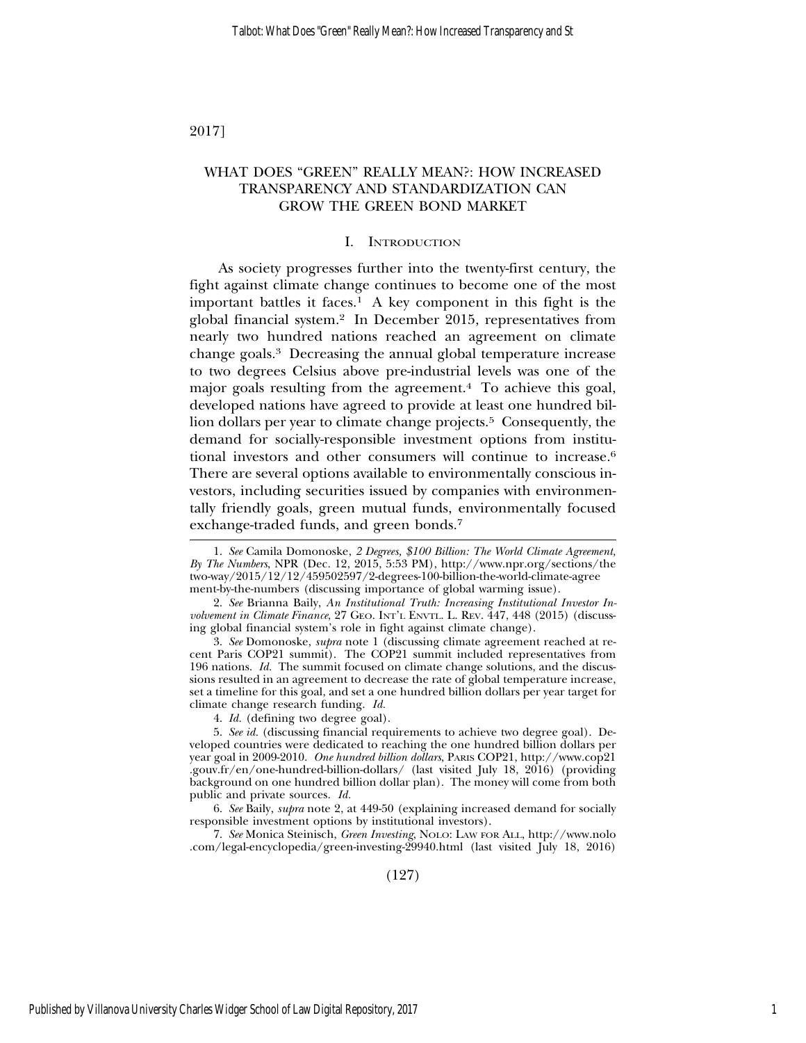# WHAT DOES "GREEN" REALLY MEAN?: HOW INCREASED TRANSPARENCY AND STANDARDIZATION CAN GROW THE GREEN BOND MARKET

## I. Introduction

As society progresses further into the twenty-first century, the fight against climate change continues to become one of the most important battles it faces.[1] A key component in this fight is the global financial system.[2] In December 2015, representatives from nearly two hundred nations reached an agreement on climate change goals.[3] Decreasing the annual global temperature increase to two degrees Celsius above pre-industrial levels was one of the major goals resulting from the agreement.[4] To achieve this goal, developed nations have agreed to provide at least one hundred billion dollars per year to climate change projects.[5] Consequently, the demand for socially-responsible investment options from institutional investors and other consumers will continue to increase.[6] There are several options available to environmentally conscious investors, including securities issued by companies with environmentally friendly goals, green mutual funds, environmentally focused exchange-traded funds, and green bonds.[7]

---

1. *See* Camila Domonoske, *2 Degrees, $100 Billion: The World Climate Agreement, By The Numbers*, NPR (Dec. 12, 2015, 5:53 PM), http://www.npr.org/sections/the two-way/2015/12/12/459502597/2-degrees-100-billion-the-world-climate-agree ment-by-the-numbers (discussing importance of global warming issue).

2. *See* Brianna Baily, *An Institutional Truth: Increasing Institutional Investor Involvement in Climate Finance*, 27 Geo. Int'l Envtl. L. Rev. 447, 448 (2015) (discussing global financial system's role in fight against climate change).

3. *See* Domonoske, *supra* note 1 (discussing climate agreement reached at recent Paris COP21 summit). The COP21 summit included representatives from 196 nations. *Id.* The summit focused on climate change solutions, and the discussions resulted in an agreement to decrease the rate of global temperature increase, set a timeline for this goal, and set a one hundred billion dollars per year target for climate change research funding. *Id.*

4. *Id.* (defining two degree goal).

5. *See id.* (discussing financial requirements to achieve two degree goal). Developed countries were dedicated to reaching the one hundred billion dollars per year goal in 2009-2010. *One hundred billion dollars*, Paris COP21, http://www.cop21 .gouv.fr/en/one-hundred-billion-dollars/ (last visited July 18, 2016) (providing background on one hundred billion dollar plan). The money will come from both public and private sources. *Id.*

6. *See* Baily, *supra* note 2, at 449-50 (explaining increased demand for socially responsible investment options by institutional investors).

7. *See* Monica Steinisch, *Green Investing*, Nolo: Law for All, http://www.nolo .com/legal-encyclopedia/green-investing-29940.html (last visited July 18, 2016)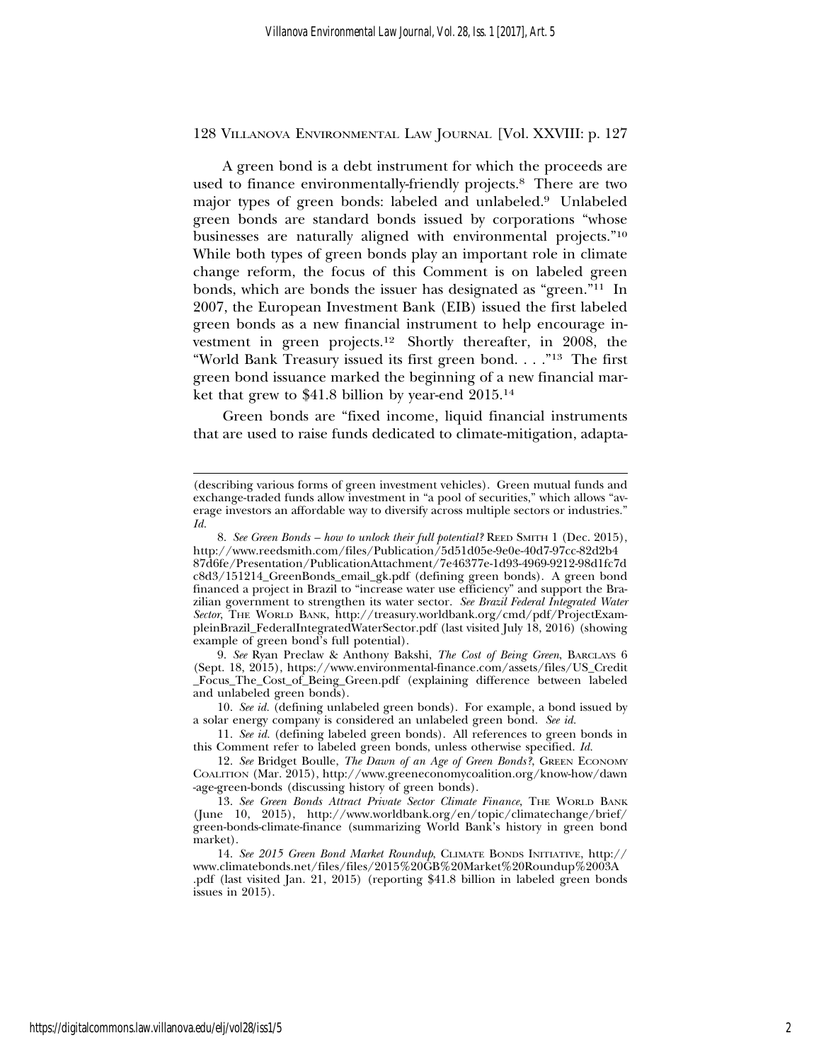A green bond is a debt instrument for which the proceeds are used to finance environmentally-friendly projects.[8] There are two major types of green bonds: labeled and unlabeled.[9] Unlabeled green bonds are standard bonds issued by corporations "whose businesses are naturally aligned with environmental projects."[10] While both types of green bonds play an important role in climate change reform, the focus of this Comment is on labeled green bonds, which are bonds the issuer has designated as "green."[11] In 2007, the European Investment Bank (EIB) issued the first labeled green bonds as a new financial instrument to help encourage investment in green projects.[12] Shortly thereafter, in 2008, the "World Bank Treasury issued its first green bond. . . ."[13] The first green bond issuance marked the beginning of a new financial market that grew to $41.8 billion by year-end 2015.[14]

Green bonds are "fixed income, liquid financial instruments that are used to raise funds dedicated to climate-mitigation, adapta-

---

(describing various forms of green investment vehicles). Green mutual funds and exchange-traded funds allow investment in "a pool of securities," which allows "average investors an affordable way to diversify across multiple sectors or industries." *Id.*

8. *See Green Bonds – how to unlock their full potential?* Reed Smith 1 (Dec. 2015), http://www.reedsmith.com/files/Publication/5d51d05e-9e0e-40d7-97cc-82d2b487d6fe/Presentation/PublicationAttachment/7e46377e-1d93-4969-9212-98d1fc7dc8d3/151214_GreenBonds_email_gk.pdf (defining green bonds). A green bond financed a project in Brazil to "increase water use efficiency" and support the Brazilian government to strengthen its water sector. *See Brazil Federal Integrated Water Sector*, The World Bank, http://treasury.worldbank.org/cmd/pdf/ProjectExampleinBrazil_FederalIntegratedWaterSector.pdf (last visited July 18, 2016) (showing example of green bond's full potential).

9. *See* Ryan Preclaw & Anthony Bakshi, *The Cost of Being Green*, Barclays 6 (Sept. 18, 2015), https://www.environmental-finance.com/assets/files/US_Credit_Focus_The_Cost_of_Being_Green.pdf (explaining difference between labeled and unlabeled green bonds).

10. *See id.* (defining unlabeled green bonds). For example, a bond issued by a solar energy company is considered an unlabeled green bond. *See id.*

11. *See id.* (defining labeled green bonds). All references to green bonds in this Comment refer to labeled green bonds, unless otherwise specified. *Id.*

12. *See* Bridget Boulle, *The Dawn of an Age of Green Bonds?*, Green Economy Coalition (Mar. 2015), http://www.greeneconomycoalition.org/know-how/dawn-age-green-bonds (discussing history of green bonds).

13. *See Green Bonds Attract Private Sector Climate Finance*, The World Bank (June 10, 2015), http://www.worldbank.org/en/topic/climatechange/brief/green-bonds-climate-finance (summarizing World Bank's history in green bond market).

14. *See 2015 Green Bond Market Roundup*, Climate Bonds Initiative, http://www.climatebonds.net/files/files/2015%20GB%20Market%20Roundup%2003A.pdf (last visited Jan. 21, 2015) (reporting $41.8 billion in labeled green bonds issues in 2015).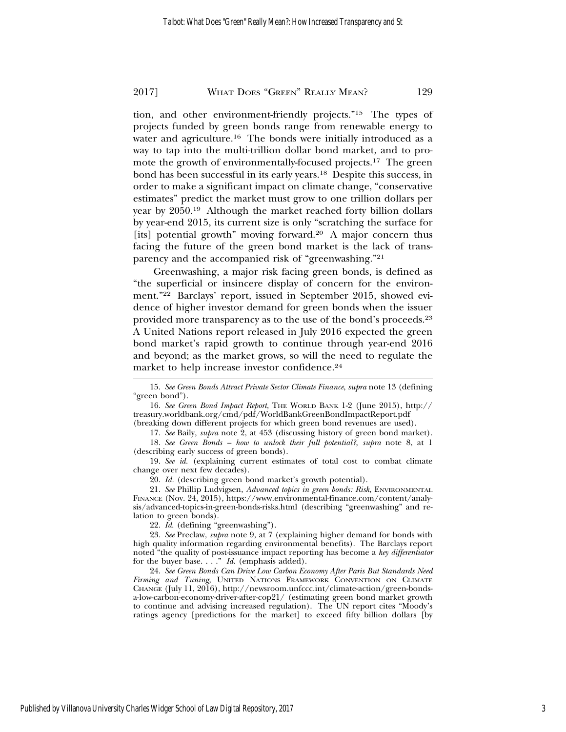tion, and other environment-friendly projects."[15] The types of projects funded by green bonds range from renewable energy to water and agriculture.[16] The bonds were initially introduced as a way to tap into the multi-trillion dollar bond market, and to promote the growth of environmentally-focused projects.[17] The green bond has been successful in its early years.[18] Despite this success, in order to make a significant impact on climate change, "conservative estimates" predict the market must grow to one trillion dollars per year by 2050.[19] Although the market reached forty billion dollars by year-end 2015, its current size is only "scratching the surface for [its] potential growth" moving forward.[20] A major concern thus facing the future of the green bond market is the lack of transparency and the accompanied risk of "greenwashing."[21]

Greenwashing, a major risk facing green bonds, is defined as "the superficial or insincere display of concern for the environment."[22] Barclays' report, issued in September 2015, showed evidence of higher investor demand for green bonds when the issuer provided more transparency as to the use of the bond's proceeds.[23] A United Nations report released in July 2016 expected the green bond market's rapid growth to continue through year-end 2016 and beyond; as the market grows, so will the need to regulate the market to help increase investor confidence.[24]

---

15. *See Green Bonds Attract Private Sector Climate Finance*, *supra* note 13 (defining "green bond").

16. *See Green Bond Impact Report*, THE WORLD BANK 1-2 (June 2015), http://treasury.worldbank.org/cmd/pdf/WorldBankGreenBondImpactReport.pdf (breaking down different projects for which green bond revenues are used).

17. *See* Baily, *supra* note 2, at 453 (discussing history of green bond market).

18. *See Green Bonds – how to unlock their full potential?*, *supra* note 8, at 1 (describing early success of green bonds).

19. *See id.* (explaining current estimates of total cost to combat climate change over next few decades).

20. *Id.* (describing green bond market's growth potential).

21. *See* Phillip Ludvigsen, *Advanced topics in green bonds: Risk*, ENVIRONMENTAL FINANCE (Nov. 24, 2015), https://www.environmental-finance.com/content/analysis/advanced-topics-in-green-bonds-risks.html (describing "greenwashing" and relation to green bonds).

22. *Id.* (defining "greenwashing").

23. *See* Preclaw, *supra* note 9, at 7 (explaining higher demand for bonds with high quality information regarding environmental benefits). The Barclays report noted "the quality of post-issuance impact reporting has become a *key differentiator* for the buyer base. . . ." *Id.* (emphasis added).

24. *See Green Bonds Can Drive Low Carbon Economy After Paris But Standards Need Firming and Tuning*, UNITED NATIONS FRAMEWORK CONVENTION ON CLIMATE CHANGE (July 11, 2016), http://newsroom.unfccc.int/climate-action/green-bonds-a-low-carbon-economy-driver-after-cop21/ (estimating green bond market growth to continue and advising increased regulation). The UN report cites "Moody's ratings agency [predictions for the market] to exceed fifty billion dollars [by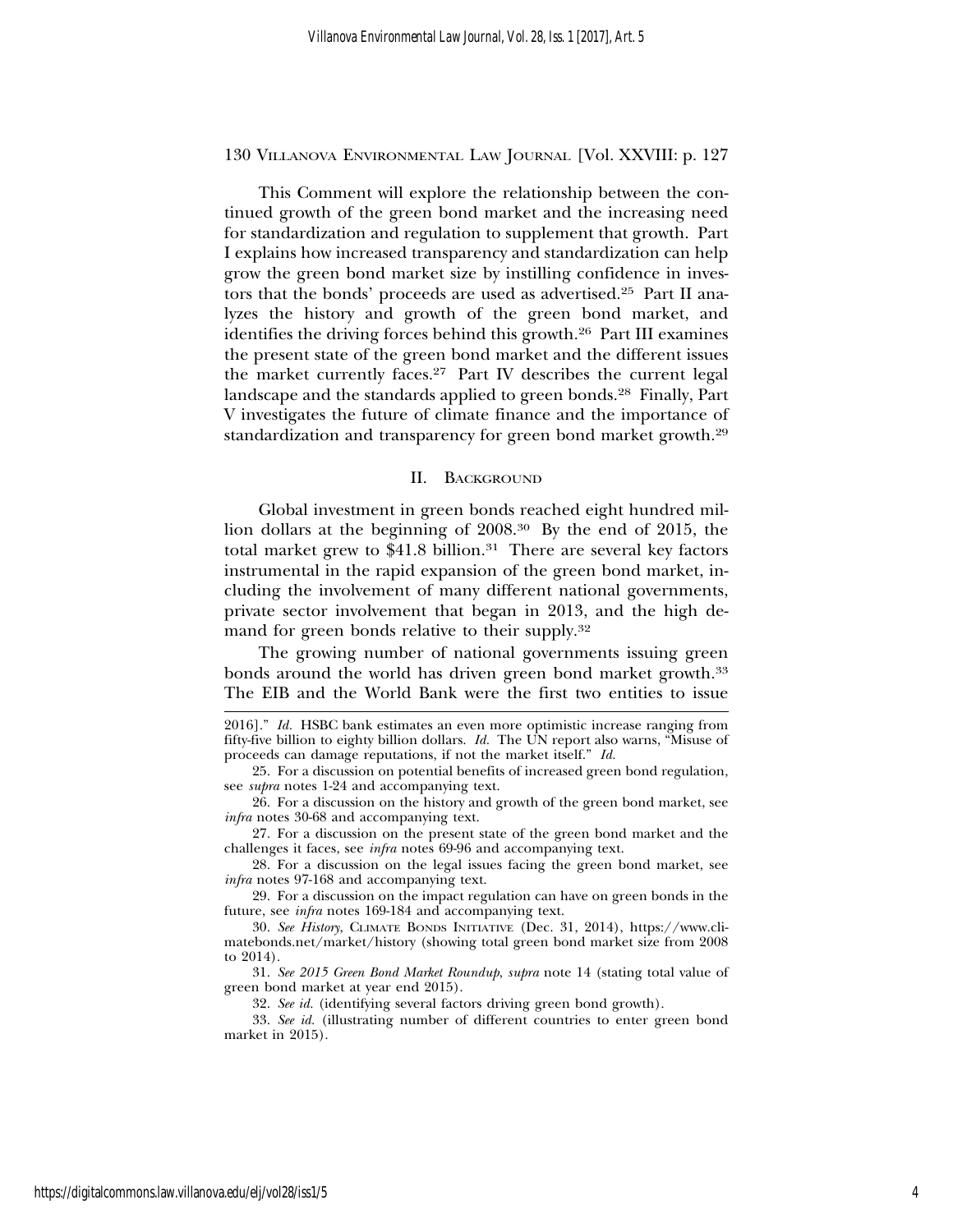This Comment will explore the relationship between the continued growth of the green bond market and the increasing need for standardization and regulation to supplement that growth. Part I explains how increased transparency and standardization can help grow the green bond market size by instilling confidence in investors that the bonds' proceeds are used as advertised.[25] Part II analyzes the history and growth of the green bond market, and identifies the driving forces behind this growth.[26] Part III examines the present state of the green bond market and the different issues the market currently faces.[27] Part IV describes the current legal landscape and the standards applied to green bonds.[28] Finally, Part V investigates the future of climate finance and the importance of standardization and transparency for green bond market growth.[29]

## II. Background

Global investment in green bonds reached eight hundred million dollars at the beginning of 2008.[30] By the end of 2015, the total market grew to $41.8 billion.[31] There are several key factors instrumental in the rapid expansion of the green bond market, including the involvement of many different national governments, private sector involvement that began in 2013, and the high demand for green bonds relative to their supply.[32]

The growing number of national governments issuing green bonds around the world has driven green bond market growth.[33] The EIB and the World Bank were the first two entities to issue

---

2016]." *Id.* HSBC bank estimates an even more optimistic increase ranging from fifty-five billion to eighty billion dollars. *Id.* The UN report also warns, "Misuse of proceeds can damage reputations, if not the market itself." *Id.*

25. For a discussion on potential benefits of increased green bond regulation, see *supra* notes 1-24 and accompanying text.

26. For a discussion on the history and growth of the green bond market, see *infra* notes 30-68 and accompanying text.

27. For a discussion on the present state of the green bond market and the challenges it faces, see *infra* notes 69-96 and accompanying text.

28. For a discussion on the legal issues facing the green bond market, see *infra* notes 97-168 and accompanying text.

29. For a discussion on the impact regulation can have on green bonds in the future, see *infra* notes 169-184 and accompanying text.

30. *See History*, Climate Bonds Initiative (Dec. 31, 2014), https://www.climatebonds.net/market/history (showing total green bond market size from 2008 to 2014).

31. *See 2015 Green Bond Market Roundup*, *supra* note 14 (stating total value of green bond market at year end 2015).

32. *See id.* (identifying several factors driving green bond growth).

33. *See id.* (illustrating number of different countries to enter green bond market in 2015).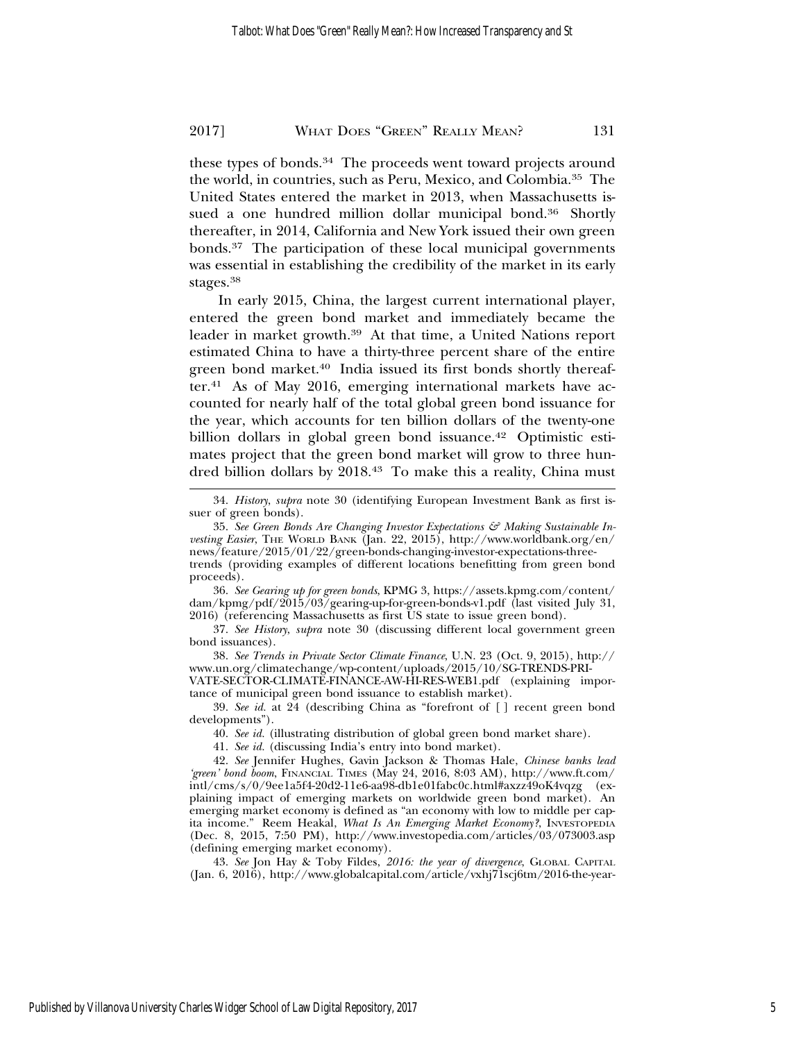these types of bonds.[34] The proceeds went toward projects around the world, in countries, such as Peru, Mexico, and Colombia.[35] The United States entered the market in 2013, when Massachusetts issued a one hundred million dollar municipal bond.[36] Shortly thereafter, in 2014, California and New York issued their own green bonds.[37] The participation of these local municipal governments was essential in establishing the credibility of the market in its early stages.[38]

In early 2015, China, the largest current international player, entered the green bond market and immediately became the leader in market growth.[39] At that time, a United Nations report estimated China to have a thirty-three percent share of the entire green bond market.[40] India issued its first bonds shortly thereafter.[41] As of May 2016, emerging international markets have accounted for nearly half of the total global green bond issuance for the year, which accounts for ten billion dollars of the twenty-one billion dollars in global green bond issuance.[42] Optimistic estimates project that the green bond market will grow to three hundred billion dollars by 2018.[43] To make this a reality, China must

---

34. *History*, *supra* note 30 (identifying European Investment Bank as first issuer of green bonds).

35. *See Green Bonds Are Changing Investor Expectations & Making Sustainable Investing Easier*, THE WORLD BANK (Jan. 22, 2015), http://www.worldbank.org/en/news/feature/2015/01/22/green-bonds-changing-investor-expectations-three-trends (providing examples of different locations benefitting from green bond proceeds).

36. *See Gearing up for green bonds*, KPMG 3, https://assets.kpmg.com/content/dam/kpmg/pdf/2015/03/gearing-up-for-green-bonds-v1.pdf (last visited July 31, 2016) (referencing Massachusetts as first US state to issue green bond).

37. *See History*, *supra* note 30 (discussing different local government green bond issuances).

38. *See Trends in Private Sector Climate Finance*, U.N. 23 (Oct. 9, 2015), http://www.un.org/climatechange/wp-content/uploads/2015/10/SG-TRENDS-PRIVATE-SECTOR-CLIMATE-FINANCE-AW-HI-RES-WEB1.pdf (explaining importance of municipal green bond issuance to establish market).

39. *See id.* at 24 (describing China as "forefront of [ ] recent green bond developments").

40. *See id.* (illustrating distribution of global green bond market share).

41. *See id.* (discussing India's entry into bond market).

42. *See* Jennifer Hughes, Gavin Jackson & Thomas Hale, *Chinese banks lead 'green' bond boom*, FINANCIAL TIMES (May 24, 2016, 8:03 AM), http://www.ft.com/intl/cms/s/0/9ee1a5f4-20d2-11e6-aa98-db1e01fabc0c.html#axzz49oK4vqzg (explaining impact of emerging markets on worldwide green bond market). An emerging market economy is defined as "an economy with low to middle per capita income." Reem Heakal, *What Is An Emerging Market Economy?*, INVESTOPEDIA (Dec. 8, 2015, 7:50 PM), http://www.investopedia.com/articles/03/073003.asp (defining emerging market economy).

43. *See* Jon Hay & Toby Fildes, *2016: the year of divergence*, GLOBAL CAPITAL (Jan. 6, 2016), http://www.globalcapital.com/article/vxhj71scj6tm/2016-the-year-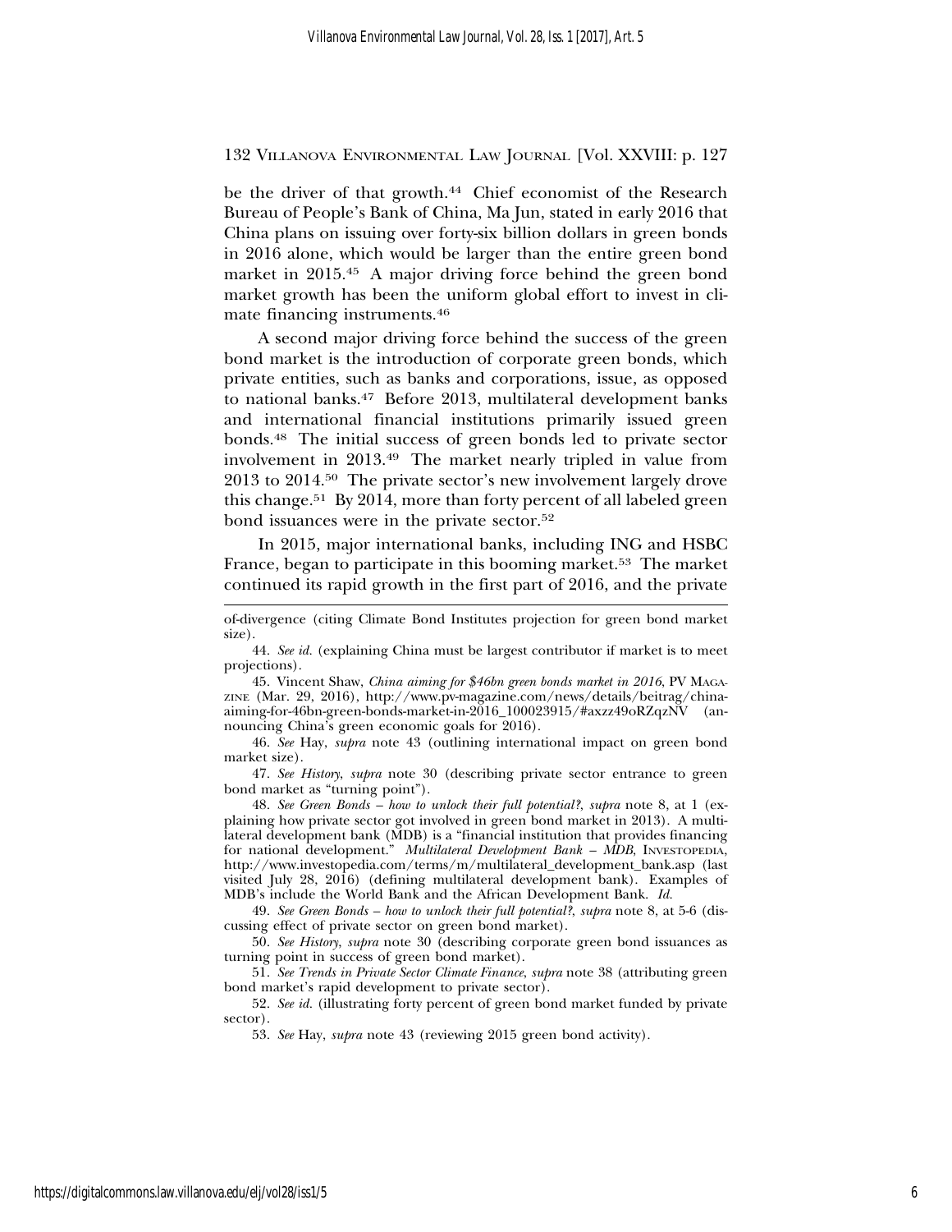be the driver of that growth.[44] Chief economist of the Research Bureau of People's Bank of China, Ma Jun, stated in early 2016 that China plans on issuing over forty-six billion dollars in green bonds in 2016 alone, which would be larger than the entire green bond market in 2015.[45] A major driving force behind the green bond market growth has been the uniform global effort to invest in climate financing instruments.[46]

A second major driving force behind the success of the green bond market is the introduction of corporate green bonds, which private entities, such as banks and corporations, issue, as opposed to national banks.[47] Before 2013, multilateral development banks and international financial institutions primarily issued green bonds.[48] The initial success of green bonds led to private sector involvement in 2013.[49] The market nearly tripled in value from 2013 to 2014.[50] The private sector's new involvement largely drove this change.[51] By 2014, more than forty percent of all labeled green bond issuances were in the private sector.[52]

In 2015, major international banks, including ING and HSBC France, began to participate in this booming market.[53] The market continued its rapid growth in the first part of 2016, and the private

---

of-divergence (citing Climate Bond Institutes projection for green bond market size).

44. *See id.* (explaining China must be largest contributor if market is to meet projections).

45. Vincent Shaw, *China aiming for $46bn green bonds market in 2016*, PV MAGAZINE (Mar. 29, 2016), http://www.pv-magazine.com/news/details/beitrag/china-aiming-for-46bn-green-bonds-market-in-2016_100023915/#axzz49oRZqzNV (announcing China's green economic goals for 2016).

46. *See* Hay, *supra* note 43 (outlining international impact on green bond market size).

47. *See History*, *supra* note 30 (describing private sector entrance to green bond market as "turning point").

48. *See Green Bonds – how to unlock their full potential?*, *supra* note 8, at 1 (explaining how private sector got involved in green bond market in 2013). A multilateral development bank (MDB) is a "financial institution that provides financing for national development." *Multilateral Development Bank – MDB*, INVESTOPEDIA, http://www.investopedia.com/terms/m/multilateral_development_bank.asp (last visited July 28, 2016) (defining multilateral development bank). Examples of MDB's include the World Bank and the African Development Bank. *Id.*

49. *See Green Bonds – how to unlock their full potential?*, *supra* note 8, at 5-6 (discussing effect of private sector on green bond market).

50. *See History*, *supra* note 30 (describing corporate green bond issuances as turning point in success of green bond market).

51. *See Trends in Private Sector Climate Finance*, *supra* note 38 (attributing green bond market's rapid development to private sector).

52. *See id.* (illustrating forty percent of green bond market funded by private sector).

53. *See* Hay, *supra* note 43 (reviewing 2015 green bond activity).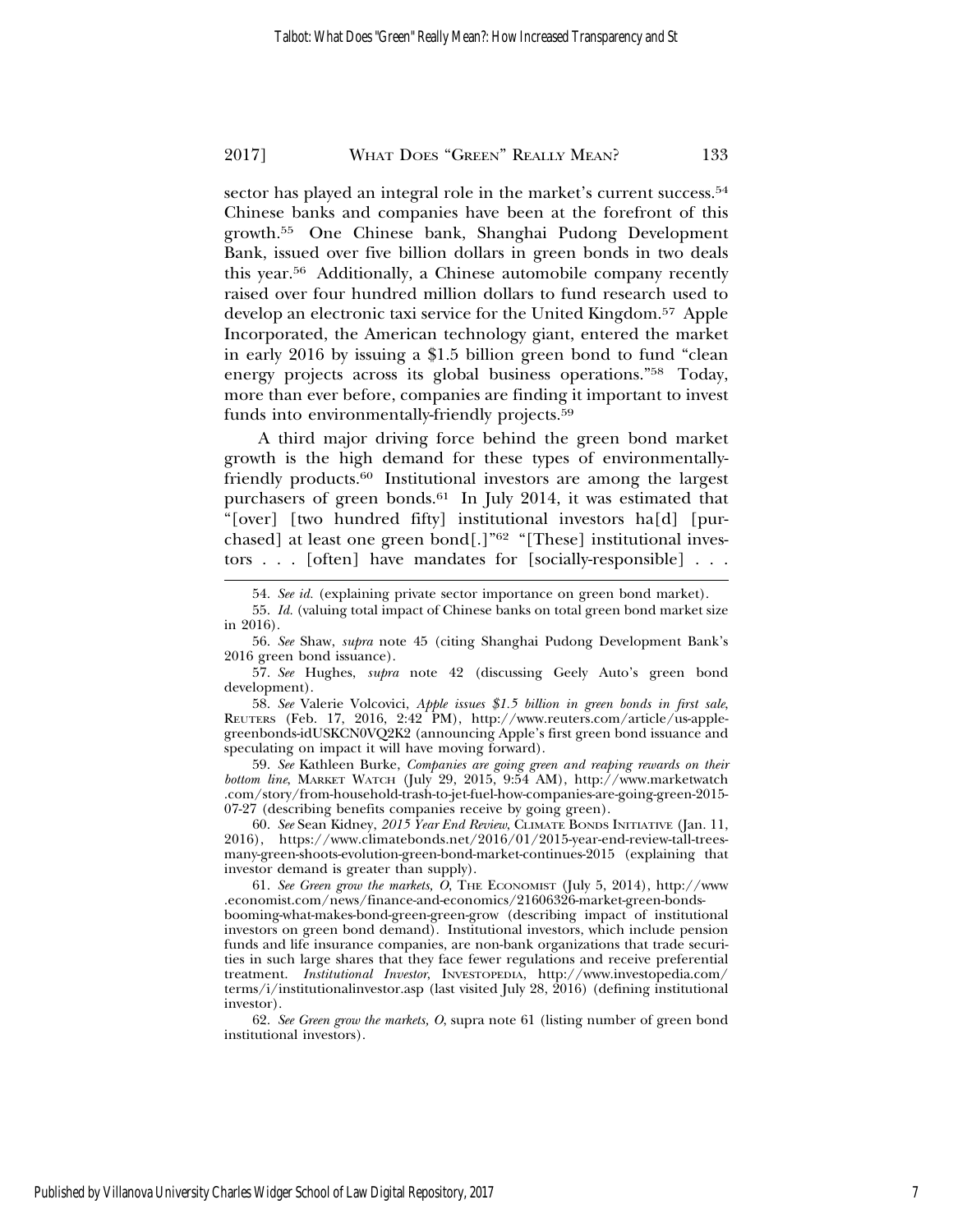sector has played an integral role in the market's current success.[54] Chinese banks and companies have been at the forefront of this growth.[55] One Chinese bank, Shanghai Pudong Development Bank, issued over five billion dollars in green bonds in two deals this year.[56] Additionally, a Chinese automobile company recently raised over four hundred million dollars to fund research used to develop an electronic taxi service for the United Kingdom.[57] Apple Incorporated, the American technology giant, entered the market in early 2016 by issuing a $1.5 billion green bond to fund "clean energy projects across its global business operations."[58] Today, more than ever before, companies are finding it important to invest funds into environmentally-friendly projects.[59]

A third major driving force behind the green bond market growth is the high demand for these types of environmentally-friendly products.[60] Institutional investors are among the largest purchasers of green bonds.[61] In July 2014, it was estimated that "[over] [two hundred fifty] institutional investors ha[d] [purchased] at least one green bond[.]"[62] "[These] institutional investors . . . [often] have mandates for [socially-responsible] . . .

---

54. *See id.* (explaining private sector importance on green bond market).

55. *Id.* (valuing total impact of Chinese banks on total green bond market size in 2016).

56. *See* Shaw, *supra* note 45 (citing Shanghai Pudong Development Bank's 2016 green bond issuance).

57. *See* Hughes, *supra* note 42 (discussing Geely Auto's green bond development).

58. *See* Valerie Volcovici, *Apple issues $1.5 billion in green bonds in first sale*, REUTERS (Feb. 17, 2016, 2:42 PM), http://www.reuters.com/article/us-apple-greenbonds-idUSKCN0VQ2K2 (announcing Apple's first green bond issuance and speculating on impact it will have moving forward).

59. *See* Kathleen Burke, *Companies are going green and reaping rewards on their bottom line*, MARKET WATCH (July 29, 2015, 9:54 AM), http://www.marketwatch.com/story/from-household-trash-to-jet-fuel-how-companies-are-going-green-2015-07-27 (describing benefits companies receive by going green).

60. *See* Sean Kidney, *2015 Year End Review*, CLIMATE BONDS INITIATIVE (Jan. 11, 2016), https://www.climatebonds.net/2016/01/2015-year-end-review-tall-trees-many-green-shoots-evolution-green-bond-market-continues-2015 (explaining that investor demand is greater than supply).

61. *See Green grow the markets, O*, THE ECONOMIST (July 5, 2014), http://www.economist.com/news/finance-and-economics/21606326-market-green-bonds-booming-what-makes-bond-green-green-grow (describing impact of institutional investors on green bond demand). Institutional investors, which include pension funds and life insurance companies, are non-bank organizations that trade securities in such large shares that they face fewer regulations and receive preferential treatment. *Institutional Investor*, INVESTOPEDIA, http://www.investopedia.com/terms/i/institutionalinvestor.asp (last visited July 28, 2016) (defining institutional investor).

62. *See Green grow the markets, O*, supra note 61 (listing number of green bond institutional investors).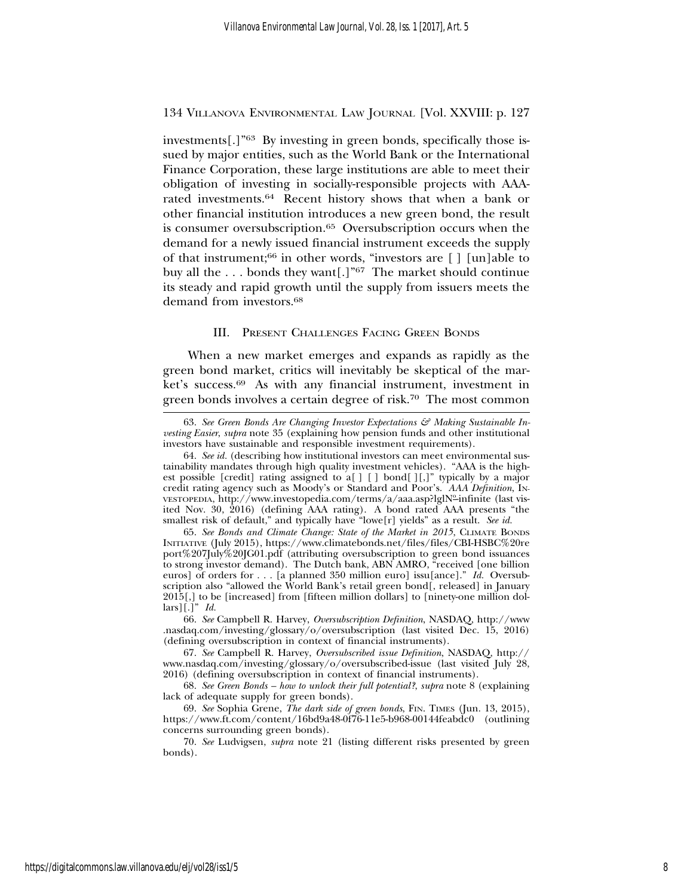investments[.]"[63] By investing in green bonds, specifically those issued by major entities, such as the World Bank or the International Finance Corporation, these large institutions are able to meet their obligation of investing in socially-responsible projects with AAA-rated investments.[64] Recent history shows that when a bank or other financial institution introduces a new green bond, the result is consumer oversubscription.[65] Oversubscription occurs when the demand for a newly issued financial instrument exceeds the supply of that instrument;[66] in other words, "investors are [ ] [un]able to buy all the . . . bonds they want[.]"[67] The market should continue its steady and rapid growth until the supply from issuers meets the demand from investors.[68]

## III. Present Challenges Facing Green Bonds

When a new market emerges and expands as rapidly as the green bond market, critics will inevitably be skeptical of the market's success.[69] As with any financial instrument, investment in green bonds involves a certain degree of risk.[70] The most common

---

63. *See Green Bonds Are Changing Investor Expectations & Making Sustainable Investing Easier*, *supra* note 35 (explaining how pension funds and other institutional investors have sustainable and responsible investment requirements).

64. *See id.* (describing how institutional investors can meet environmental sustainability mandates through high quality investment vehicles). "AAA is the highest possible [credit] rating assigned to a[ ] [ ] bond[ ][,]" typically by a major credit rating agency such as Moody's or Standard and Poor's. *AAA Definition*, Investopedia, http://www.investopedia.com/terms/a/aaa.asp?lglNº-infinite (last visited Nov. 30, 2016) (defining AAA rating). A bond rated AAA presents "the smallest risk of default," and typically have "lowe[r] yields" as a result. *See id.*

65. *See Bonds and Climate Change: State of the Market in 2015*, Climate Bonds Initiative (July 2015), https://www.climatebonds.net/files/files/CBI-HSBC%20report%207July%20JG01.pdf (attributing oversubscription to green bond issuances to strong investor demand). The Dutch bank, ABN AMRO, "received [one billion euros] of orders for . . . [a planned 350 million euro] issu[ance]." *Id.* Oversubscription also "allowed the World Bank's retail green bond[, released] in January 2015[,] to be [increased] from [fifteen million dollars] to [ninety-one million dollars][.]" *Id.*

66. *See* Campbell R. Harvey, *Oversubscription Definition*, NASDAQ, http://www.nasdaq.com/investing/glossary/o/oversubscription (last visited Dec. 15, 2016) (defining oversubscription in context of financial instruments).

67. *See* Campbell R. Harvey, *Oversubscribed issue Definition*, NASDAQ, http://www.nasdaq.com/investing/glossary/o/oversubscribed-issue (last visited July 28, 2016) (defining oversubscription in context of financial instruments).

68. *See Green Bonds – how to unlock their full potential?*, *supra* note 8 (explaining lack of adequate supply for green bonds).

69. *See* Sophia Grene, *The dark side of green bonds*, Fin. Times (Jun. 13, 2015), https://www.ft.com/content/16bd9a48-0f76-11e5-b968-00144feabdc0 (outlining concerns surrounding green bonds).

70. *See* Ludvigsen, *supra* note 21 (listing different risks presented by green bonds).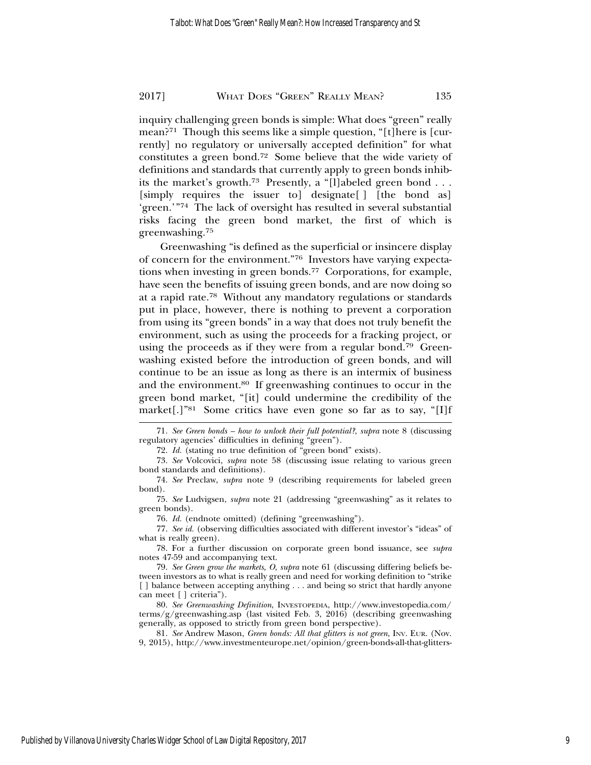inquiry challenging green bonds is simple: What does "green" really mean?[71] Though this seems like a simple question, "[t]here is [currently] no regulatory or universally accepted definition" for what constitutes a green bond.[72] Some believe that the wide variety of definitions and standards that currently apply to green bonds inhibits the market's growth.[73] Presently, a "[l]abeled green bond . . . [simply requires the issuer to] designate[ ] [the bond as] 'green.'"[74] The lack of oversight has resulted in several substantial risks facing the green bond market, the first of which is greenwashing.[75]

Greenwashing "is defined as the superficial or insincere display of concern for the environment."[76] Investors have varying expectations when investing in green bonds.[77] Corporations, for example, have seen the benefits of issuing green bonds, and are now doing so at a rapid rate.[78] Without any mandatory regulations or standards put in place, however, there is nothing to prevent a corporation from using its "green bonds" in a way that does not truly benefit the environment, such as using the proceeds for a fracking project, or using the proceeds as if they were from a regular bond.[79] Greenwashing existed before the introduction of green bonds, and will continue to be an issue as long as there is an intermix of business and the environment.[80] If greenwashing continues to occur in the green bond market, "[it] could undermine the credibility of the market[.]"[81] Some critics have even gone so far as to say, "[I]f

---

71. *See Green bonds – how to unlock their full potential?*, *supra* note 8 (discussing regulatory agencies' difficulties in defining "green").

72. *Id.* (stating no true definition of "green bond" exists).

73. *See* Volcovici, *supra* note 58 (discussing issue relating to various green bond standards and definitions).

74. *See* Preclaw, *supra* note 9 (describing requirements for labeled green bond).

75. *See* Ludvigsen, *supra* note 21 (addressing "greenwashing" as it relates to green bonds).

76. *Id.* (endnote omitted) (defining "greenwashing").

77. *See id.* (observing difficulties associated with different investor's "ideas" of what is really green).

78. For a further discussion on corporate green bond issuance, see *supra* notes 47-59 and accompanying text.

79. *See Green grow the markets, O*, *supra* note 61 (discussing differing beliefs between investors as to what is really green and need for working definition to "strike [ ] balance between accepting anything . . . and being so strict that hardly anyone can meet [ ] criteria").

80. *See Greenwashing Definition*, INVESTOPEDIA, http://www.investopedia.com/terms/g/greenwashing.asp (last visited Feb. 3, 2016) (describing greenwashing generally, as opposed to strictly from green bond perspective).

81. *See* Andrew Mason, *Green bonds: All that glitters is not green*, INV. EUR. (Nov. 9, 2015), http://www.investmenteurope.net/opinion/green-bonds-all-that-glitters-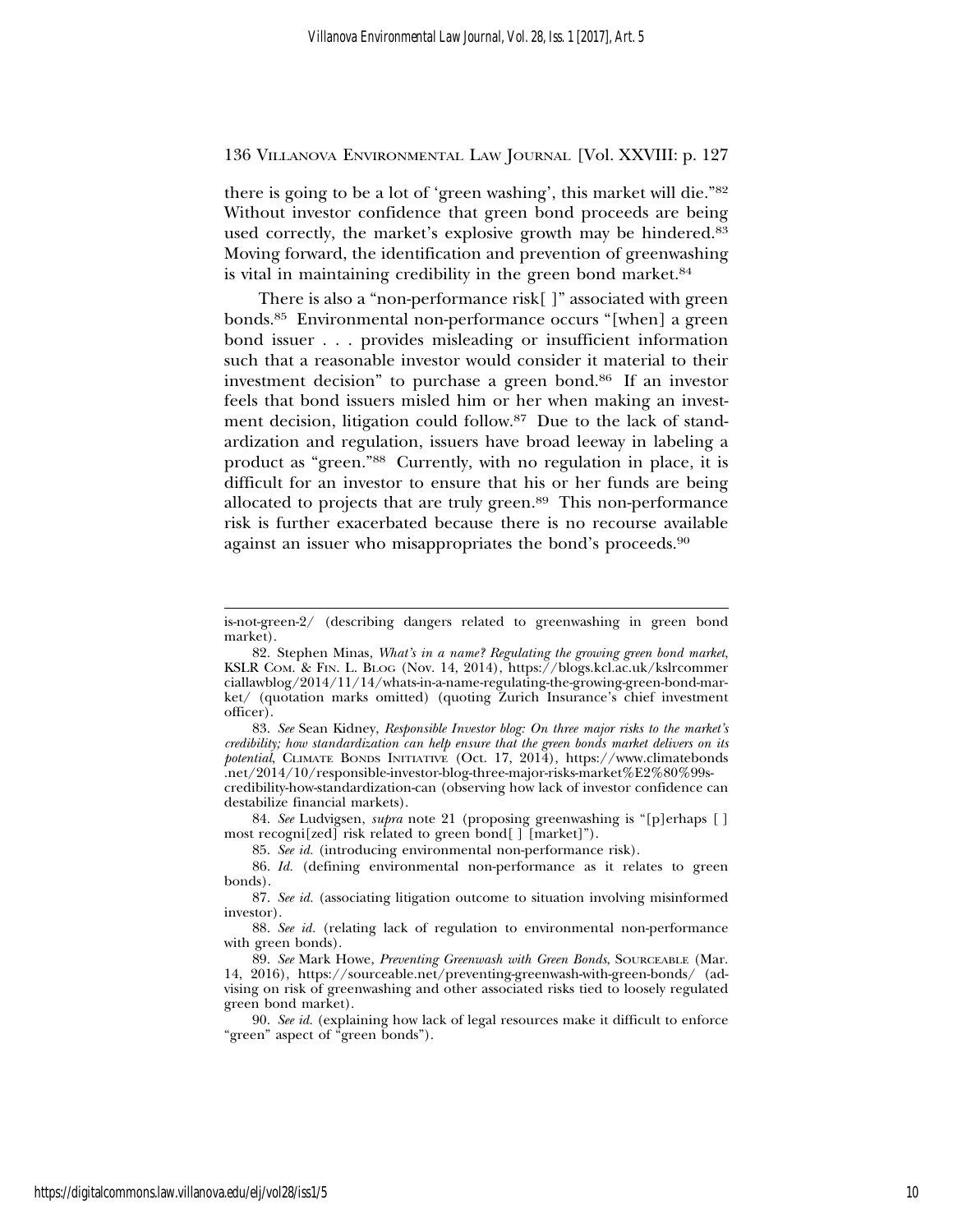there is going to be a lot of 'green washing', this market will die."[82] Without investor confidence that green bond proceeds are being used correctly, the market's explosive growth may be hindered.[83] Moving forward, the identification and prevention of greenwashing is vital in maintaining credibility in the green bond market.[84]

There is also a "non-performance risk[ ]" associated with green bonds.[85] Environmental non-performance occurs "[when] a green bond issuer . . . provides misleading or insufficient information such that a reasonable investor would consider it material to their investment decision" to purchase a green bond.[86] If an investor feels that bond issuers misled him or her when making an investment decision, litigation could follow.[87] Due to the lack of standardization and regulation, issuers have broad leeway in labeling a product as "green."[88] Currently, with no regulation in place, it is difficult for an investor to ensure that his or her funds are being allocated to projects that are truly green.[89] This non-performance risk is further exacerbated because there is no recourse available against an issuer who misappropriates the bond's proceeds.[90]

---

is-not-green-2/ (describing dangers related to greenwashing in green bond market).

82. Stephen Minas, *What's in a name? Regulating the growing green bond market*, KSLR Com. & Fin. L. Blog (Nov. 14, 2014), https://blogs.kcl.ac.uk/kslrcommerciallawblog/2014/11/14/whats-in-a-name-regulating-the-growing-green-bond-market/ (quotation marks omitted) (quoting Zurich Insurance's chief investment officer).

83. *See* Sean Kidney, *Responsible Investor blog: On three major risks to the market's credibility; how standardization can help ensure that the green bonds market delivers on its potential*, Climate Bonds Initiative (Oct. 17, 2014), https://www.climatebonds.net/2014/10/responsible-investor-blog-three-major-risks-market%E2%80%99s-credibility-how-standardization-can (observing how lack of investor confidence can destabilize financial markets).

84. *See* Ludvigsen, *supra* note 21 (proposing greenwashing is "[p]erhaps [ ] most recogni[zed] risk related to green bond[ ] [market]").

85. *See id.* (introducing environmental non-performance risk).

86. *Id.* (defining environmental non-performance as it relates to green bonds).

87. *See id.* (associating litigation outcome to situation involving misinformed investor).

88. *See id.* (relating lack of regulation to environmental non-performance with green bonds).

89. *See* Mark Howe, *Preventing Greenwash with Green Bonds*, Sourceable (Mar. 14, 2016), https://sourceable.net/preventing-greenwash-with-green-bonds/ (advising on risk of greenwashing and other associated risks tied to loosely regulated green bond market).

90. *See id.* (explaining how lack of legal resources make it difficult to enforce "green" aspect of "green bonds").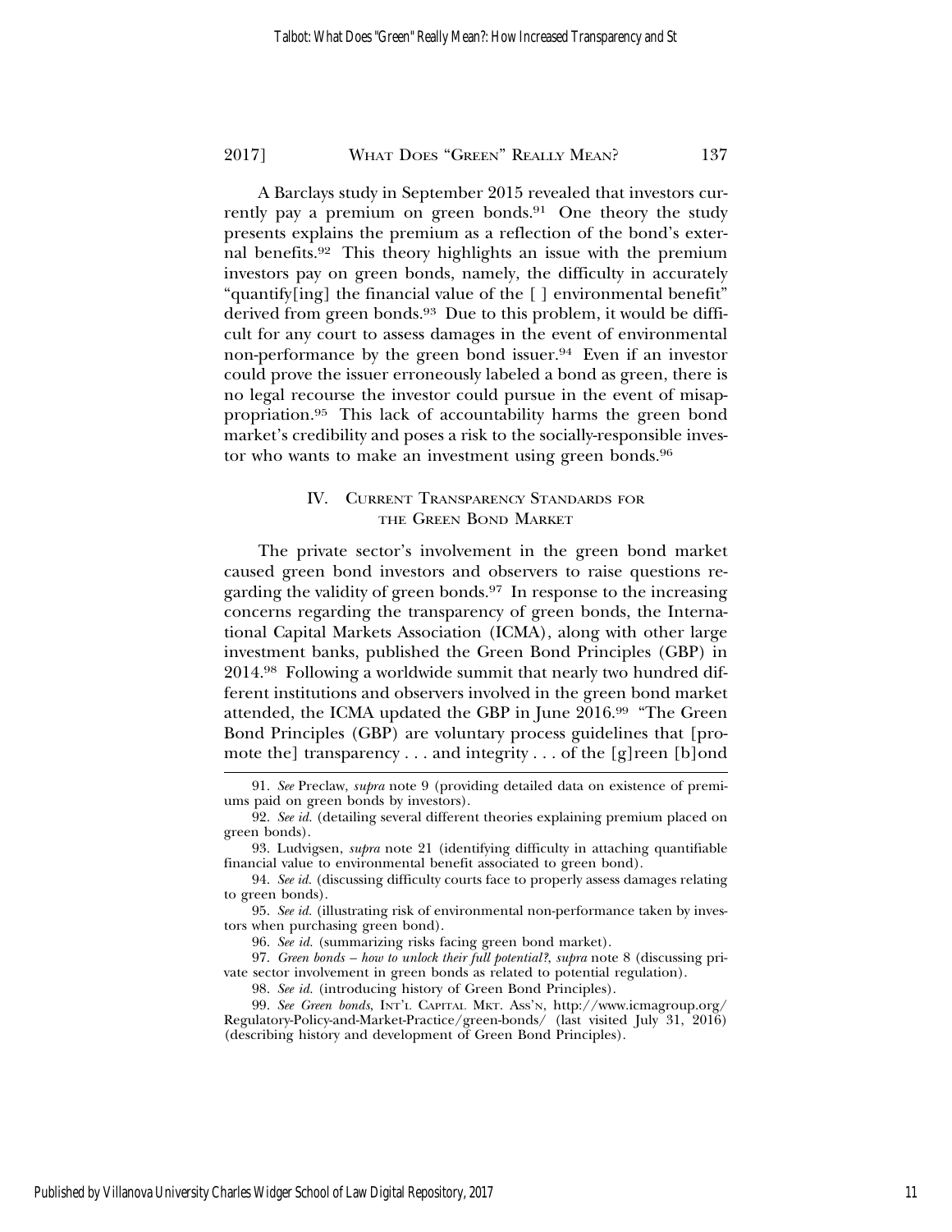A Barclays study in September 2015 revealed that investors currently pay a premium on green bonds.[91] One theory the study presents explains the premium as a reflection of the bond's external benefits.[92] This theory highlights an issue with the premium investors pay on green bonds, namely, the difficulty in accurately "quantify[ing] the financial value of the [ ] environmental benefit" derived from green bonds.[93] Due to this problem, it would be difficult for any court to assess damages in the event of environmental non-performance by the green bond issuer.[94] Even if an investor could prove the issuer erroneously labeled a bond as green, there is no legal recourse the investor could pursue in the event of misappropriation.[95] This lack of accountability harms the green bond market's credibility and poses a risk to the socially-responsible investor who wants to make an investment using green bonds.[96]

## IV. Current Transparency Standards for the Green Bond Market

The private sector's involvement in the green bond market caused green bond investors and observers to raise questions regarding the validity of green bonds.[97] In response to the increasing concerns regarding the transparency of green bonds, the International Capital Markets Association (ICMA), along with other large investment banks, published the Green Bond Principles (GBP) in 2014.[98] Following a worldwide summit that nearly two hundred different institutions and observers involved in the green bond market attended, the ICMA updated the GBP in June 2016.[99] "The Green Bond Principles (GBP) are voluntary process guidelines that [promote the] transparency . . . and integrity . . . of the [g]reen [b]ond

---

91. *See* Preclaw, *supra* note 9 (providing detailed data on existence of premiums paid on green bonds by investors).

92. *See id.* (detailing several different theories explaining premium placed on green bonds).

93. Ludvigsen, *supra* note 21 (identifying difficulty in attaching quantifiable financial value to environmental benefit associated to green bond).

94. *See id.* (discussing difficulty courts face to properly assess damages relating to green bonds).

95. *See id.* (illustrating risk of environmental non-performance taken by investors when purchasing green bond).

96. *See id.* (summarizing risks facing green bond market).

97. *Green bonds – how to unlock their full potential?*, *supra* note 8 (discussing private sector involvement in green bonds as related to potential regulation).

98. *See id.* (introducing history of Green Bond Principles).

99. *See Green bonds*, Int'l Capital Mkt. Ass'n, http://www.icmagroup.org/Regulatory-Policy-and-Market-Practice/green-bonds/ (last visited July 31, 2016) (describing history and development of Green Bond Principles).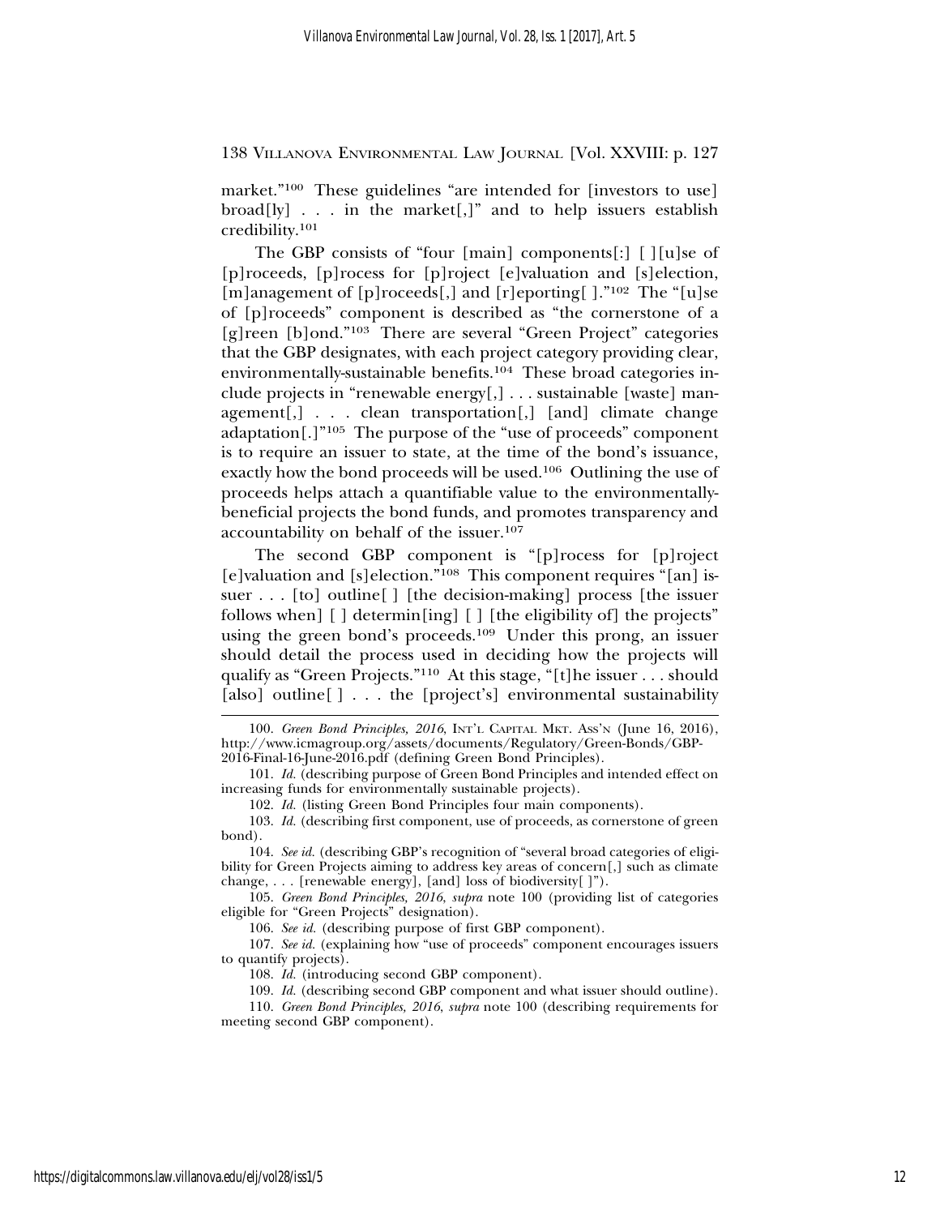market."[100] These guidelines "are intended for [investors to use] broad[ly] . . . in the market[,]" and to help issuers establish credibility.[101]

The GBP consists of "four [main] components[:] [ ][u]se of [p]roceeds, [p]rocess for [p]roject [e]valuation and [s]election, [m]anagement of [p]roceeds[,] and [r]eporting[ ]."[102] The "[u]se of [p]roceeds" component is described as "the cornerstone of a [g]reen [b]ond."[103] There are several "Green Project" categories that the GBP designates, with each project category providing clear, environmentally-sustainable benefits.[104] These broad categories include projects in "renewable energy[,] . . . sustainable [waste] management[,] . . . clean transportation[,] [and] climate change adaptation[.]"[105] The purpose of the "use of proceeds" component is to require an issuer to state, at the time of the bond's issuance, exactly how the bond proceeds will be used.[106] Outlining the use of proceeds helps attach a quantifiable value to the environmentally-beneficial projects the bond funds, and promotes transparency and accountability on behalf of the issuer.[107]

The second GBP component is "[p]rocess for [p]roject [e]valuation and [s]election."[108] This component requires "[an] issuer . . . [to] outline[ ] [the decision-making] process [the issuer follows when] [ ] determin[ing] [ ] [the eligibility of] the projects" using the green bond's proceeds.[109] Under this prong, an issuer should detail the process used in deciding how the projects will qualify as "Green Projects."[110] At this stage, "[t]he issuer . . . should [also] outline[ ] . . . the [project's] environmental sustainability

---

100. *Green Bond Principles, 2016*, Int'l Capital Mkt. Ass'n (June 16, 2016), http://www.icmagroup.org/assets/documents/Regulatory/Green-Bonds/GBP-2016-Final-16-June-2016.pdf (defining Green Bond Principles).

101. *Id.* (describing purpose of Green Bond Principles and intended effect on increasing funds for environmentally sustainable projects).

102. *Id.* (listing Green Bond Principles four main components).

103. *Id.* (describing first component, use of proceeds, as cornerstone of green bond).

104. *See id.* (describing GBP's recognition of "several broad categories of eligibility for Green Projects aiming to address key areas of concern[,] such as climate change, . . . [renewable energy], [and] loss of biodiversity[ ]").

105. *Green Bond Principles, 2016, supra* note 100 (providing list of categories eligible for "Green Projects" designation).

106. *See id.* (describing purpose of first GBP component).

107. *See id.* (explaining how "use of proceeds" component encourages issuers to quantify projects).

108. *Id.* (introducing second GBP component).

109. *Id.* (describing second GBP component and what issuer should outline).

110. *Green Bond Principles, 2016*, *supra* note 100 (describing requirements for meeting second GBP component).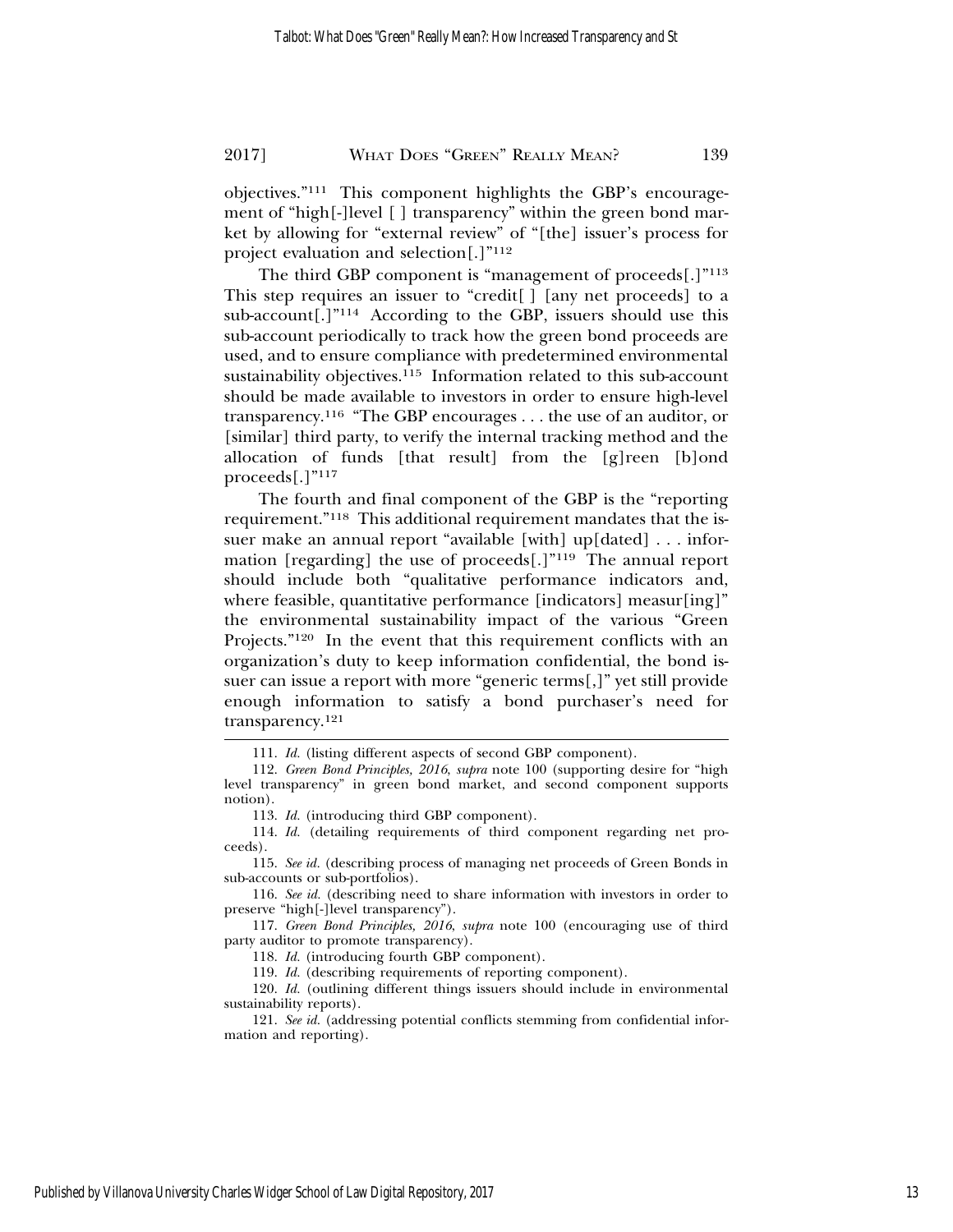objectives."[111] This component highlights the GBP's encouragement of "high[-]level [ ] transparency" within the green bond market by allowing for "external review" of "[the] issuer's process for project evaluation and selection[.]"[112]

The third GBP component is "management of proceeds[.]"[113] This step requires an issuer to "credit[ ] [any net proceeds] to a sub-account[.]"[114] According to the GBP, issuers should use this sub-account periodically to track how the green bond proceeds are used, and to ensure compliance with predetermined environmental sustainability objectives.[115] Information related to this sub-account should be made available to investors in order to ensure high-level transparency.[116] "The GBP encourages . . . the use of an auditor, or [similar] third party, to verify the internal tracking method and the allocation of funds [that result] from the [g]reen [b]ond proceeds[.]"[117]

The fourth and final component of the GBP is the "reporting requirement."[118] This additional requirement mandates that the issuer make an annual report "available [with] up[dated] . . . information [regarding] the use of proceeds[.]"[119] The annual report should include both "qualitative performance indicators and, where feasible, quantitative performance [indicators] measur[ing]" the environmental sustainability impact of the various "Green Projects."[120] In the event that this requirement conflicts with an organization's duty to keep information confidential, the bond issuer can issue a report with more "generic terms[,]" yet still provide enough information to satisfy a bond purchaser's need for transparency.[121]

---

111. *Id.* (listing different aspects of second GBP component).

112. *Green Bond Principles, 2016*, *supra* note 100 (supporting desire for "high level transparency" in green bond market, and second component supports notion).

113. *Id.* (introducing third GBP component).

114. *Id.* (detailing requirements of third component regarding net proceeds).

115. *See id.* (describing process of managing net proceeds of Green Bonds in sub-accounts or sub-portfolios).

116. *See id.* (describing need to share information with investors in order to preserve "high[-]level transparency").

117. *Green Bond Principles, 2016*, *supra* note 100 (encouraging use of third party auditor to promote transparency).

118. *Id.* (introducing fourth GBP component).

119. *Id.* (describing requirements of reporting component).

120. *Id.* (outlining different things issuers should include in environmental sustainability reports).

121. *See id.* (addressing potential conflicts stemming from confidential information and reporting).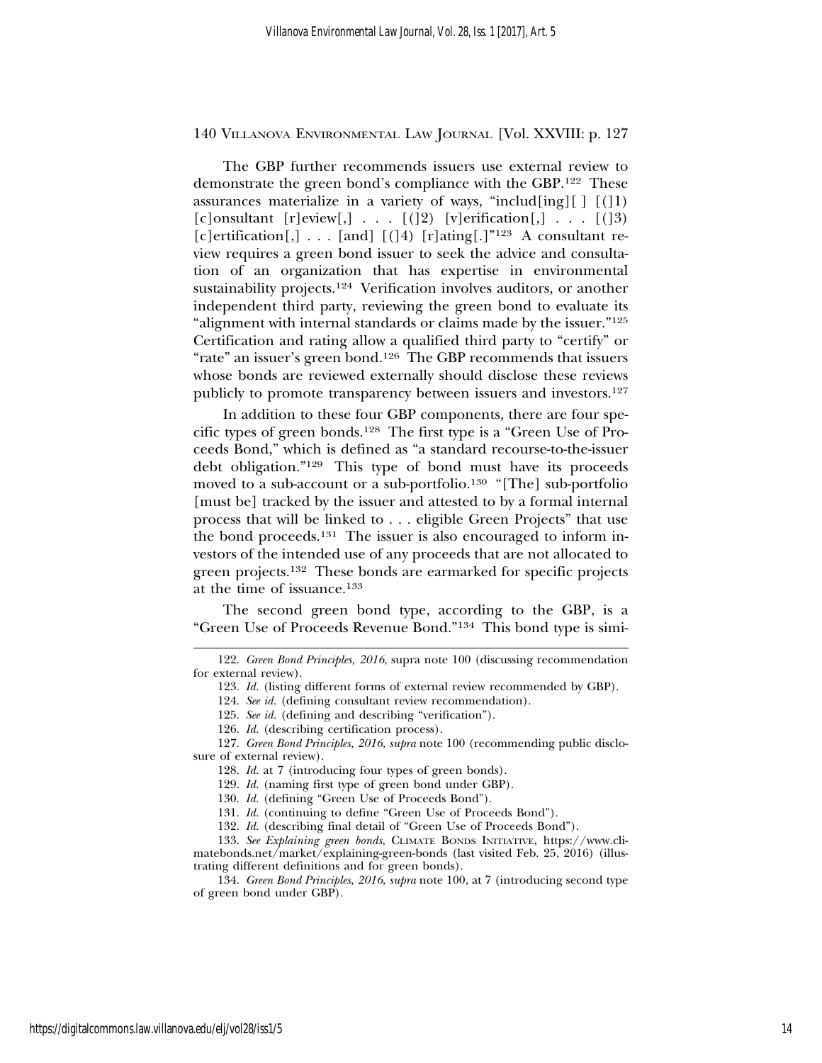The GBP further recommends issuers use external review to demonstrate the green bond's compliance with the GBP.[122] These assurances materialize in a variety of ways, "includ[ing][ ] [(]1) [c]onsultant [r]eview[,] . . . [(]2) [v]erification[,] . . . [(]3) [c]ertification[,] . . . [and] [(]4) [r]ating[.]"[123] A consultant review requires a green bond issuer to seek the advice and consultation of an organization that has expertise in environmental sustainability projects.[124] Verification involves auditors, or another independent third party, reviewing the green bond to evaluate its "alignment with internal standards or claims made by the issuer."[125] Certification and rating allow a qualified third party to "certify" or "rate" an issuer's green bond.[126] The GBP recommends that issuers whose bonds are reviewed externally should disclose these reviews publicly to promote transparency between issuers and investors.[127]

In addition to these four GBP components, there are four specific types of green bonds.[128] The first type is a "Green Use of Proceeds Bond," which is defined as "a standard recourse-to-the-issuer debt obligation."[129] This type of bond must have its proceeds moved to a sub-account or a sub-portfolio.[130] "[The] sub-portfolio [must be] tracked by the issuer and attested to by a formal internal process that will be linked to . . . eligible Green Projects" that use the bond proceeds.[131] The issuer is also encouraged to inform investors of the intended use of any proceeds that are not allocated to green projects.[132] These bonds are earmarked for specific projects at the time of issuance.[133]

The second green bond type, according to the GBP, is a "Green Use of Proceeds Revenue Bond."[134] This bond type is simi-

---

122. *Green Bond Principles, 2016*, supra note 100 (discussing recommendation for external review).

123. *Id.* (listing different forms of external review recommended by GBP).

124. *See id.* (defining consultant review recommendation).

125. *See id.* (defining and describing "verification").

126. *Id.* (describing certification process).

127. *Green Bond Principles, 2016*, *supra* note 100 (recommending public disclosure of external review).

128. *Id.* at 7 (introducing four types of green bonds).

129. *Id.* (naming first type of green bond under GBP).

130. *Id.* (defining "Green Use of Proceeds Bond").

131. *Id.* (continuing to define "Green Use of Proceeds Bond").

132. *Id.* (describing final detail of "Green Use of Proceeds Bond").

133. *See Explaining green bonds*, CLIMATE BONDS INITIATIVE, https://www.climatebonds.net/market/explaining-green-bonds (last visited Feb. 25, 2016) (illustrating different definitions and for green bonds).

134. *Green Bond Principles, 2016*, *supra* note 100, at 7 (introducing second type of green bond under GBP).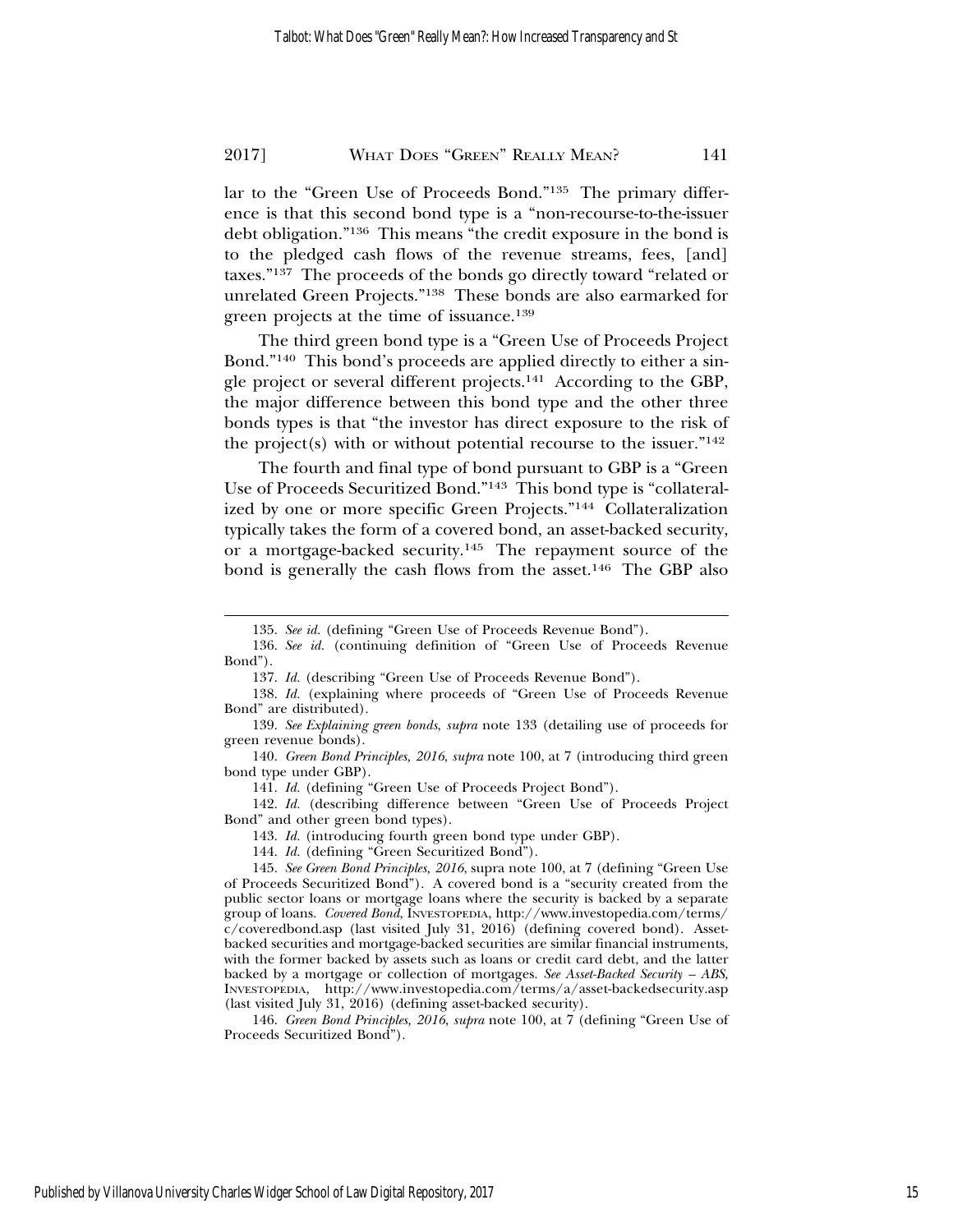lar to the "Green Use of Proceeds Bond."[135] The primary difference is that this second bond type is a "non-recourse-to-the-issuer debt obligation."[136] This means "the credit exposure in the bond is to the pledged cash flows of the revenue streams, fees, [and] taxes."[137] The proceeds of the bonds go directly toward "related or unrelated Green Projects."[138] These bonds are also earmarked for green projects at the time of issuance.[139]

The third green bond type is a "Green Use of Proceeds Project Bond."[140] This bond's proceeds are applied directly to either a single project or several different projects.[141] According to the GBP, the major difference between this bond type and the other three bonds types is that "the investor has direct exposure to the risk of the project(s) with or without potential recourse to the issuer."[142]

The fourth and final type of bond pursuant to GBP is a "Green Use of Proceeds Securitized Bond."[143] This bond type is "collateralized by one or more specific Green Projects."[144] Collateralization typically takes the form of a covered bond, an asset-backed security, or a mortgage-backed security.[145] The repayment source of the bond is generally the cash flows from the asset.[146] The GBP also

---

135. *See id.* (defining "Green Use of Proceeds Revenue Bond").

136. *See id.* (continuing definition of "Green Use of Proceeds Revenue Bond").

137. *Id.* (describing "Green Use of Proceeds Revenue Bond").

138. *Id.* (explaining where proceeds of "Green Use of Proceeds Revenue Bond" are distributed).

139. *See Explaining green bonds*, *supra* note 133 (detailing use of proceeds for green revenue bonds).

140. *Green Bond Principles, 2016*, *supra* note 100, at 7 (introducing third green bond type under GBP).

141. *Id.* (defining "Green Use of Proceeds Project Bond").

142. *Id.* (describing difference between "Green Use of Proceeds Project Bond" and other green bond types).

143. *Id.* (introducing fourth green bond type under GBP).

144. *Id.* (defining "Green Securitized Bond").

145. *See Green Bond Principles, 2016*, supra note 100, at 7 (defining "Green Use of Proceeds Securitized Bond"). A covered bond is a "security created from the public sector loans or mortgage loans where the security is backed by a separate group of loans. *Covered Bond*, INVESTOPEDIA, http://www.investopedia.com/terms/c/coveredbond.asp (last visited July 31, 2016) (defining covered bond). Asset-backed securities and mortgage-backed securities are similar financial instruments, with the former backed by assets such as loans or credit card debt, and the latter backed by a mortgage or collection of mortgages. *See Asset-Backed Security – ABS*, INVESTOPEDIA, http://www.investopedia.com/terms/a/asset-backedsecurity.asp (last visited July 31, 2016) (defining asset-backed security).

146. *Green Bond Principles, 2016*, *supra* note 100, at 7 (defining "Green Use of Proceeds Securitized Bond").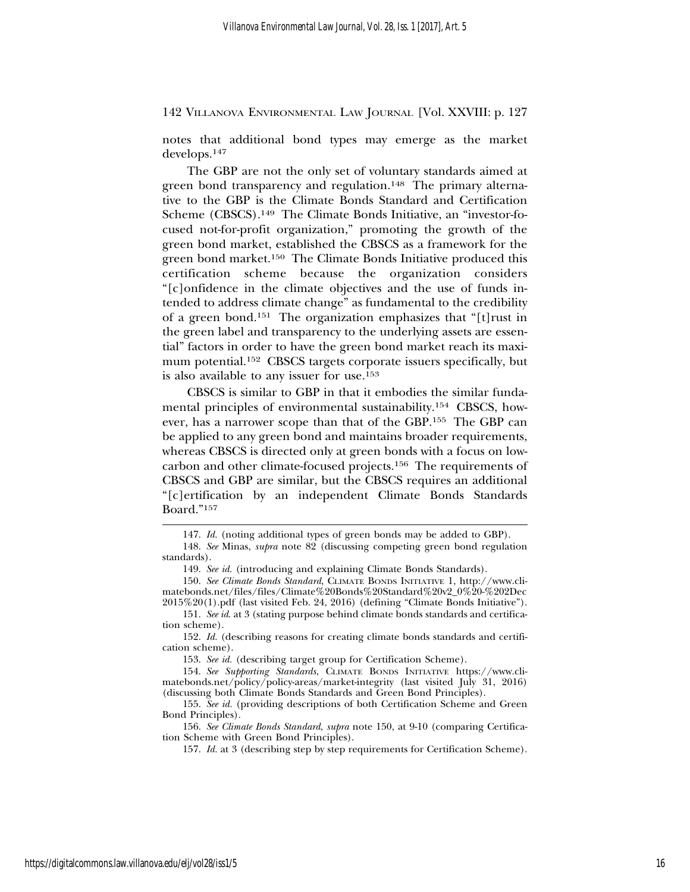notes that additional bond types may emerge as the market develops.[147]

The GBP are not the only set of voluntary standards aimed at green bond transparency and regulation.[148] The primary alternative to the GBP is the Climate Bonds Standard and Certification Scheme (CBSCS).[149] The Climate Bonds Initiative, an "investor-focused not-for-profit organization," promoting the growth of the green bond market, established the CBSCS as a framework for the green bond market.[150] The Climate Bonds Initiative produced this certification scheme because the organization considers "[c]onfidence in the climate objectives and the use of funds intended to address climate change" as fundamental to the credibility of a green bond.[151] The organization emphasizes that "[t]rust in the green label and transparency to the underlying assets are essential" factors in order to have the green bond market reach its maximum potential.[152] CBSCS targets corporate issuers specifically, but is also available to any issuer for use.[153]

CBSCS is similar to GBP in that it embodies the similar fundamental principles of environmental sustainability.[154] CBSCS, however, has a narrower scope than that of the GBP.[155] The GBP can be applied to any green bond and maintains broader requirements, whereas CBSCS is directed only at green bonds with a focus on low-carbon and other climate-focused projects.[156] The requirements of CBSCS and GBP are similar, but the CBSCS requires an additional "[c]ertification by an independent Climate Bonds Standards Board."[157]

---

147. *Id.* (noting additional types of green bonds may be added to GBP).

148. *See* Minas, *supra* note 82 (discussing competing green bond regulation standards).

149. *See id.* (introducing and explaining Climate Bonds Standards).

150. *See Climate Bonds Standard*, CLIMATE BONDS INITIATIVE 1, http://www.climatebonds.net/files/files/Climate%20Bonds%20Standard%20v2_0%20-%202Dec 2015%20(1).pdf (last visited Feb. 24, 2016) (defining "Climate Bonds Initiative").

151. *See id.* at 3 (stating purpose behind climate bonds standards and certification scheme).

152. *Id.* (describing reasons for creating climate bonds standards and certification scheme).

153. *See id.* (describing target group for Certification Scheme).

154. *See Supporting Standards*, CLIMATE BONDS INITIATIVE https://www.climatebonds.net/policy/policy-areas/market-integrity (last visited July 31, 2016) (discussing both Climate Bonds Standards and Green Bond Principles).

155. *See id.* (providing descriptions of both Certification Scheme and Green Bond Principles).

156. *See Climate Bonds Standard*, *supra* note 150, at 9-10 (comparing Certification Scheme with Green Bond Principles).

157. *Id.* at 3 (describing step by step requirements for Certification Scheme).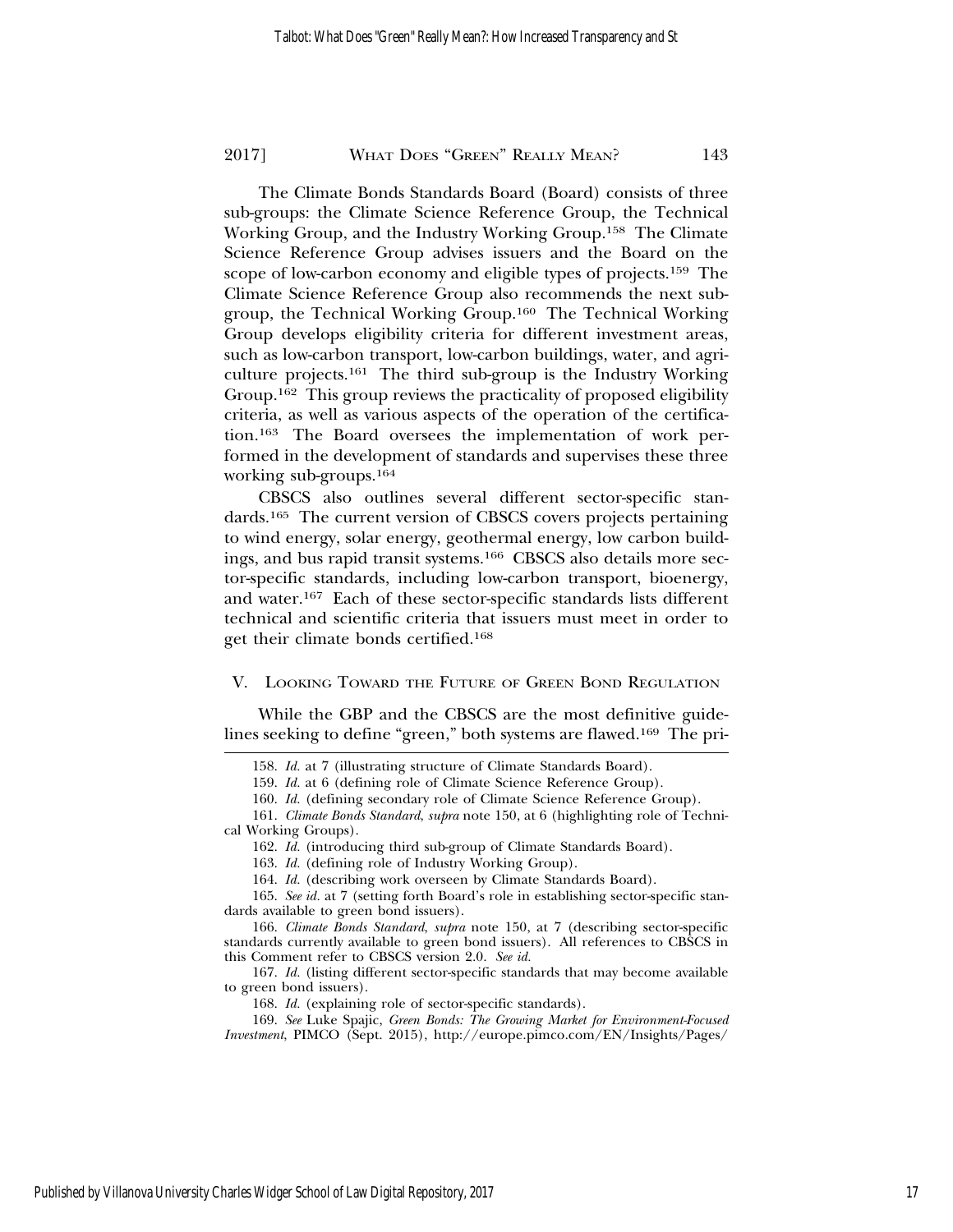The Climate Bonds Standards Board (Board) consists of three sub-groups: the Climate Science Reference Group, the Technical Working Group, and the Industry Working Group.[158] The Climate Science Reference Group advises issuers and the Board on the scope of low-carbon economy and eligible types of projects.[159] The Climate Science Reference Group also recommends the next sub-group, the Technical Working Group.[160] The Technical Working Group develops eligibility criteria for different investment areas, such as low-carbon transport, low-carbon buildings, water, and agriculture projects.[161] The third sub-group is the Industry Working Group.[162] This group reviews the practicality of proposed eligibility criteria, as well as various aspects of the operation of the certification.[163] The Board oversees the implementation of work performed in the development of standards and supervises these three working sub-groups.[164]

CBSCS also outlines several different sector-specific standards.[165] The current version of CBSCS covers projects pertaining to wind energy, solar energy, geothermal energy, low carbon buildings, and bus rapid transit systems.[166] CBSCS also details more sector-specific standards, including low-carbon transport, bioenergy, and water.[167] Each of these sector-specific standards lists different technical and scientific criteria that issuers must meet in order to get their climate bonds certified.[168]

## V. Looking Toward the Future of Green Bond Regulation

While the GBP and the CBSCS are the most definitive guidelines seeking to define "green," both systems are flawed.[169] The pri-

---

158. *Id.* at 7 (illustrating structure of Climate Standards Board).

159. *Id.* at 6 (defining role of Climate Science Reference Group).

160. *Id.* (defining secondary role of Climate Science Reference Group).

161. *Climate Bonds Standard*, *supra* note 150, at 6 (highlighting role of Technical Working Groups).

162. *Id.* (introducing third sub-group of Climate Standards Board).

163. *Id.* (defining role of Industry Working Group).

164. *Id.* (describing work overseen by Climate Standards Board).

165. *See id.* at 7 (setting forth Board's role in establishing sector-specific standards available to green bond issuers).

166. *Climate Bonds Standard*, *supra* note 150, at 7 (describing sector-specific standards currently available to green bond issuers). All references to CBSCS in this Comment refer to CBSCS version 2.0. *See id.*

167. *Id.* (listing different sector-specific standards that may become available to green bond issuers).

168. *Id.* (explaining role of sector-specific standards).

169. *See* Luke Spajic, *Green Bonds: The Growing Market for Environment-Focused Investment*, PIMCO (Sept. 2015), http://europe.pimco.com/EN/Insights/Pages/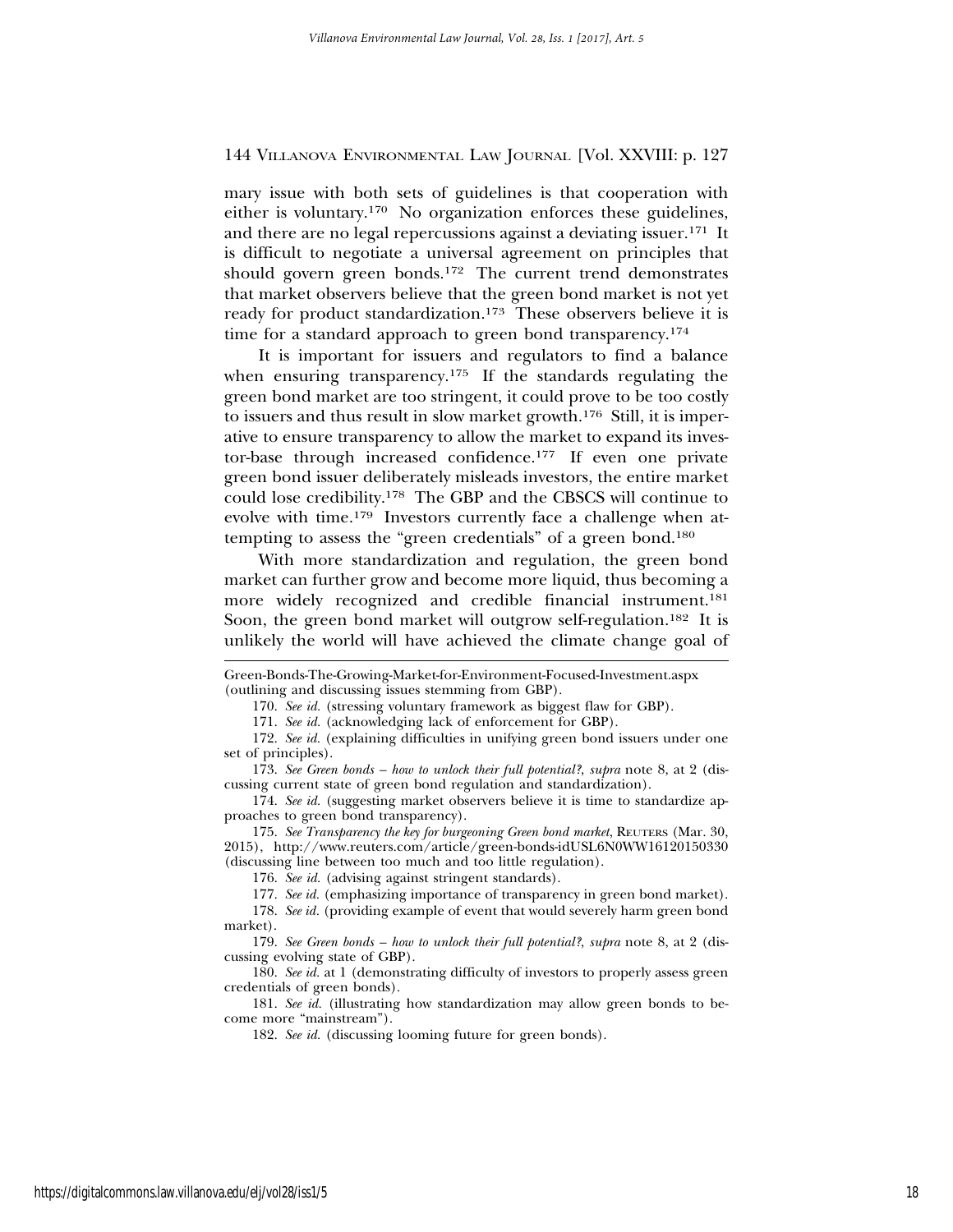mary issue with both sets of guidelines is that cooperation with either is voluntary.[170] No organization enforces these guidelines, and there are no legal repercussions against a deviating issuer.[171] It is difficult to negotiate a universal agreement on principles that should govern green bonds.[172] The current trend demonstrates that market observers believe that the green bond market is not yet ready for product standardization.[173] These observers believe it is time for a standard approach to green bond transparency.[174]

It is important for issuers and regulators to find a balance when ensuring transparency.[175] If the standards regulating the green bond market are too stringent, it could prove to be too costly to issuers and thus result in slow market growth.[176] Still, it is imperative to ensure transparency to allow the market to expand its investor-base through increased confidence.[177] If even one private green bond issuer deliberately misleads investors, the entire market could lose credibility.[178] The GBP and the CBSCS will continue to evolve with time.[179] Investors currently face a challenge when attempting to assess the "green credentials" of a green bond.[180]

With more standardization and regulation, the green bond market can further grow and become more liquid, thus becoming a more widely recognized and credible financial instrument.[181] Soon, the green bond market will outgrow self-regulation.[182] It is unlikely the world will have achieved the climate change goal of

---

Green-Bonds-The-Growing-Market-for-Environment-Focused-Investment.aspx (outlining and discussing issues stemming from GBP).

170. *See id.* (stressing voluntary framework as biggest flaw for GBP).

171. *See id.* (acknowledging lack of enforcement for GBP).

172. *See id.* (explaining difficulties in unifying green bond issuers under one set of principles).

173. *See Green bonds – how to unlock their full potential?*, *supra* note 8, at 2 (discussing current state of green bond regulation and standardization).

174. *See id.* (suggesting market observers believe it is time to standardize approaches to green bond transparency).

175. *See Transparency the key for burgeoning Green bond market*, REUTERS (Mar. 30, 2015), http://www.reuters.com/article/green-bonds-idUSL6N0WW16120150330 (discussing line between too much and too little regulation).

176. *See id.* (advising against stringent standards).

177. *See id.* (emphasizing importance of transparency in green bond market).

178. *See id.* (providing example of event that would severely harm green bond market).

179. *See Green bonds – how to unlock their full potential?*, *supra* note 8, at 2 (discussing evolving state of GBP).

180. *See id.* at 1 (demonstrating difficulty of investors to properly assess green credentials of green bonds).

181. *See id.* (illustrating how standardization may allow green bonds to become more "mainstream").

182. *See id.* (discussing looming future for green bonds).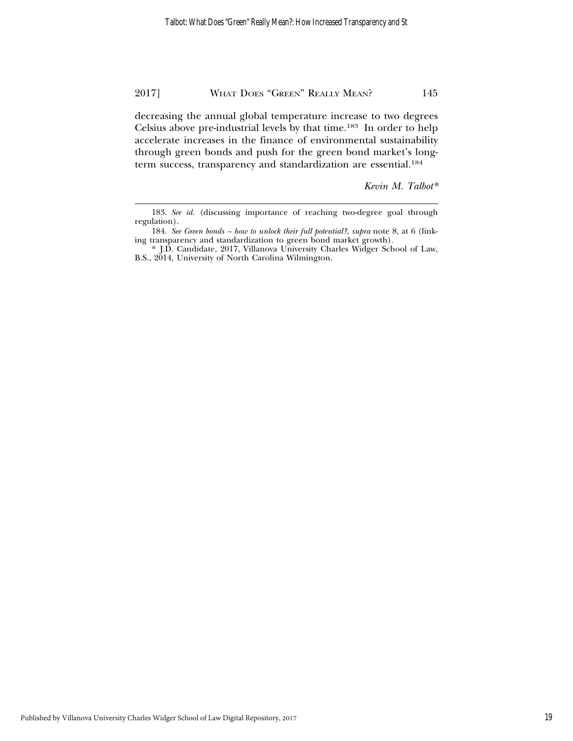decreasing the annual global temperature increase to two degrees Celsius above pre-industrial levels by that time.[183] In order to help accelerate increases in the finance of environmental sustainability through green bonds and push for the green bond market's long-term success, transparency and standardization are essential.[184]

*Kevin M. Talbot**

---

183. *See id.* (discussing importance of reaching two-degree goal through regulation).

184. *See Green bonds – how to unlock their full potential?*, *supra* note 8, at 6 (linking transparency and standardization to green bond market growth).

\* J.D. Candidate, 2017, Villanova University Charles Widger School of Law, B.S., 2014, University of North Carolina Wilmington.